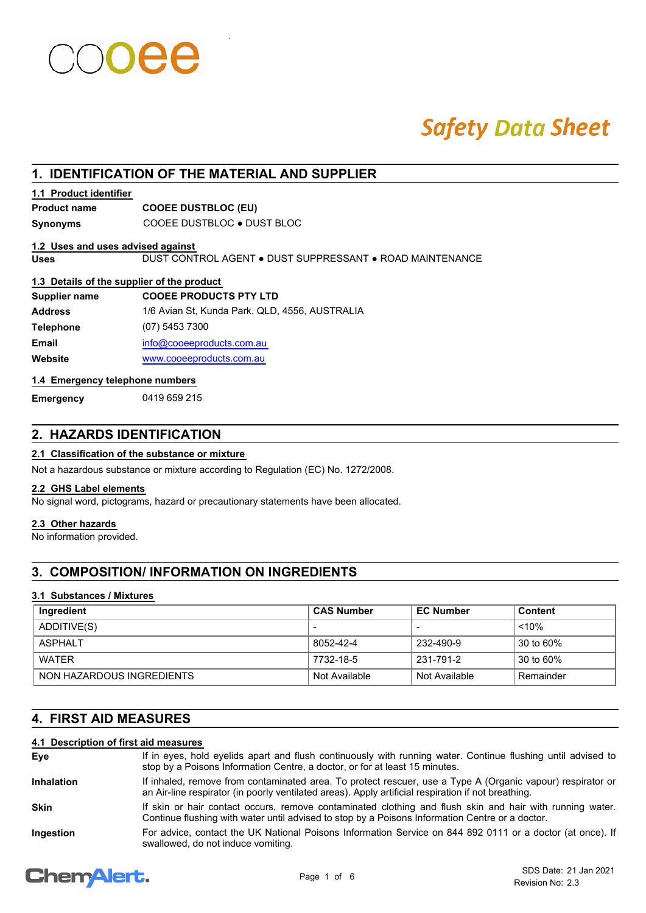# Safety Data Sheet

## 1. IDENTIFICATION OF THE MATERIAL AND SUPPLIER

### 1.1 Product identifier

**Product name** COOEE DUSTBLOC (EU)

**Synonyms** COOEE DUSTBLOC ● DUST BLOC

### 1.2 Uses and uses advised against

**Uses** DUST CONTROL AGENT ● DUST SUPPRESSANT ● ROAD MAINTENANCE

### 1.3 Details of the supplier of the product

**Supplier name** COOEE PRODUCTS PTY LTD

**Address** 1/6 Avian St, Kunda Park, QLD, 4556, AUSTRALIA

**Telephone** (07) 5453 7300

**Email** info@cooeeproducts.com.au

**Website** www.cooeeproducts.com.au

### 1.4 Emergency telephone numbers

**Emergency** 0419 659 215

## 2. HAZARDS IDENTIFICATION

### 2.1 Classification of the substance or mixture

Not a hazardous substance or mixture according to Regulation (EC) No. 1272/2008.

### 2.2 GHS Label elements

No signal word, pictograms, hazard or precautionary statements have been allocated.

### 2.3 Other hazards

No information provided.

## 3. COMPOSITION/ INFORMATION ON INGREDIENTS

### 3.1 Substances / Mixtures

| Ingredient | CAS Number | EC Number | Content |
|---|---|---|---|
| ADDITIVE(S) | - | - | <10% |
| ASPHALT | 8052-42-4 | 232-490-9 | 30 to 60% |
| WATER | 7732-18-5 | 231-791-2 | 30 to 60% |
| NON HAZARDOUS INGREDIENTS | Not Available | Not Available | Remainder |

## 4. FIRST AID MEASURES

### 4.1 Description of first aid measures

**Eye** If in eyes, hold eyelids apart and flush continuously with running water. Continue flushing until advised to stop by a Poisons Information Centre, a doctor, or for at least 15 minutes.

**Inhalation** If inhaled, remove from contaminated area. To protect rescuer, use a Type A (Organic vapour) respirator or an Air-line respirator (in poorly ventilated areas). Apply artificial respiration if not breathing.

**Skin** If skin or hair contact occurs, remove contaminated clothing and flush skin and hair with running water. Continue flushing with water until advised to stop by a Poisons Information Centre or a doctor.

**Ingestion** For advice, contact the UK National Poisons Information Service on 844 892 0111 or a doctor (at once). If swallowed, do not induce vomiting.

SDS Date: 21 Jan 2021
Revision No: 2.3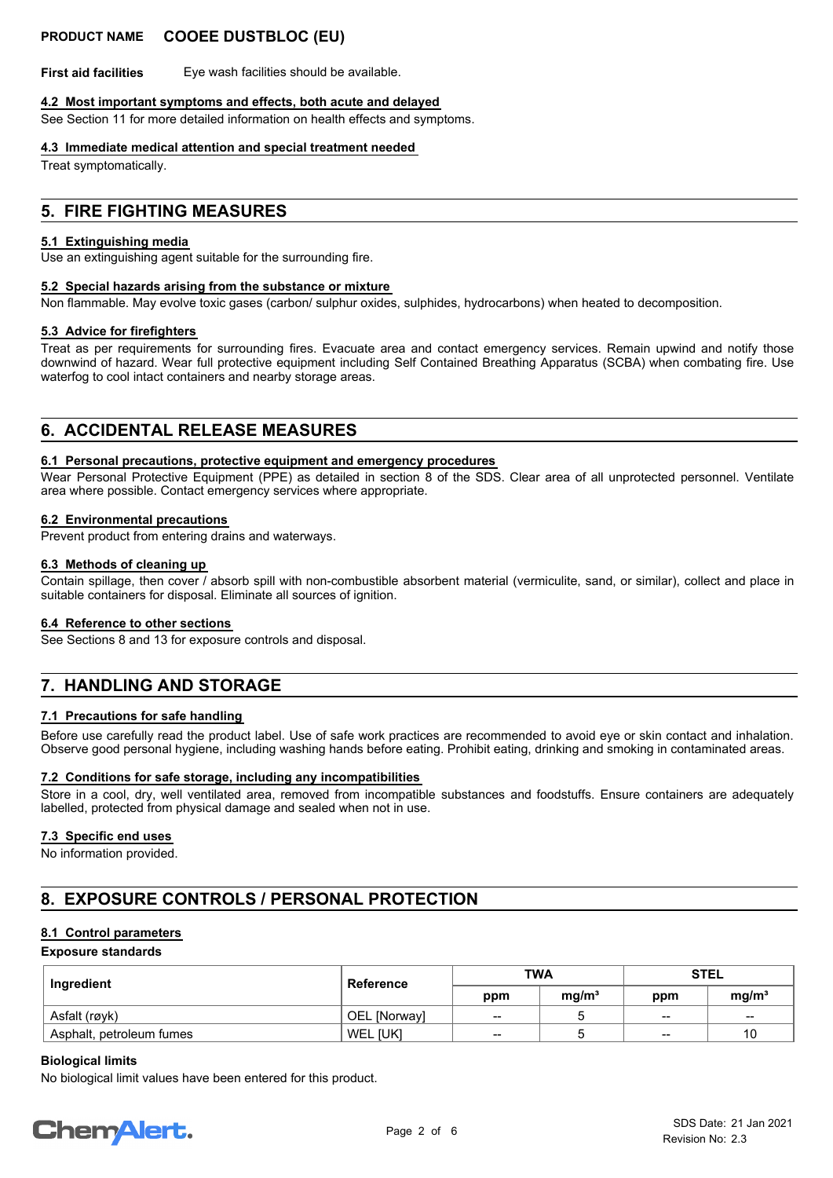**First aid facilities** Eye wash facilities should be available.

### 4.2 Most important symptoms and effects, both acute and delayed

See Section 11 for more detailed information on health effects and symptoms.

### 4.3 Immediate medical attention and special treatment needed

Treat symptomatically.

## 5. FIRE FIGHTING MEASURES

### 5.1 Extinguishing media

Use an extinguishing agent suitable for the surrounding fire.

### 5.2 Special hazards arising from the substance or mixture

Non flammable. May evolve toxic gases (carbon/ sulphur oxides, sulphides, hydrocarbons) when heated to decomposition.

### 5.3 Advice for firefighters

Treat as per requirements for surrounding fires. Evacuate area and contact emergency services. Remain upwind and notify those downwind of hazard. Wear full protective equipment including Self Contained Breathing Apparatus (SCBA) when combating fire. Use waterfog to cool intact containers and nearby storage areas.

## 6. ACCIDENTAL RELEASE MEASURES

### 6.1 Personal precautions, protective equipment and emergency procedures

Wear Personal Protective Equipment (PPE) as detailed in section 8 of the SDS. Clear area of all unprotected personnel. Ventilate area where possible. Contact emergency services where appropriate.

### 6.2 Environmental precautions

Prevent product from entering drains and waterways.

### 6.3 Methods of cleaning up

Contain spillage, then cover / absorb spill with non-combustible absorbent material (vermiculite, sand, or similar), collect and place in suitable containers for disposal. Eliminate all sources of ignition.

### 6.4 Reference to other sections

See Sections 8 and 13 for exposure controls and disposal.

## 7. HANDLING AND STORAGE

### 7.1 Precautions for safe handling

Before use carefully read the product label. Use of safe work practices are recommended to avoid eye or skin contact and inhalation. Observe good personal hygiene, including washing hands before eating. Prohibit eating, drinking and smoking in contaminated areas.

### 7.2 Conditions for safe storage, including any incompatibilities

Store in a cool, dry, well ventilated area, removed from incompatible substances and foodstuffs. Ensure containers are adequately labelled, protected from physical damage and sealed when not in use.

### 7.3 Specific end uses

No information provided.

## 8. EXPOSURE CONTROLS / PERSONAL PROTECTION

### 8.1 Control parameters

**Exposure standards**

| Ingredient | Reference | TWA | | STEL | |
|---|---|---|---|---|---|
| | | ppm | mg/m³ | ppm | mg/m³ |
| Asfalt (røyk) | OEL [Norway] | -- | 5 | -- | -- |
| Asphalt, petroleum fumes | WEL [UK] | -- | 5 | -- | 10 |

**Biological limits**

No biological limit values have been entered for this product.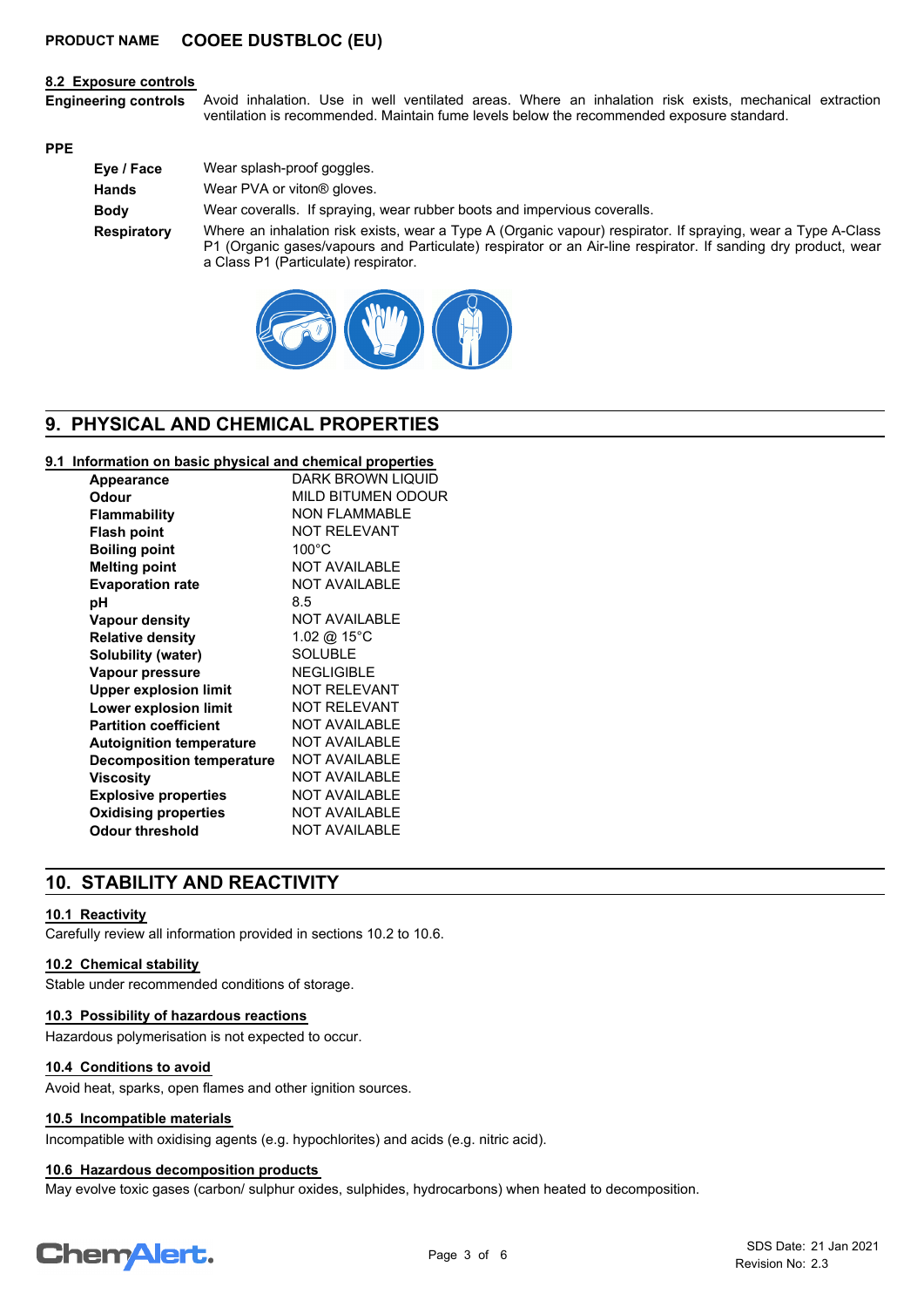### 8.2 Exposure controls

**Engineering controls** Avoid inhalation. Use in well ventilated areas. Where an inhalation risk exists, mechanical extraction ventilation is recommended. Maintain fume levels below the recommended exposure standard.

**PPE**

| | |
|---|---|
| **Eye / Face** | Wear splash-proof goggles. |
| **Hands** | Wear PVA or viton® gloves. |
| **Body** | Wear coveralls. If spraying, wear rubber boots and impervious coveralls. |
| **Respiratory** | Where an inhalation risk exists, wear a Type A (Organic vapour) respirator. If spraying, wear a Type A-Class P1 (Organic gases/vapours and Particulate) respirator or an Air-line respirator. If sanding dry product, wear a Class P1 (Particulate) respirator. |

## 9. PHYSICAL AND CHEMICAL PROPERTIES

### 9.1 Information on basic physical and chemical properties

| | |
|---|---|
| **Appearance** | DARK BROWN LIQUID |
| **Odour** | MILD BITUMEN ODOUR |
| **Flammability** | NON FLAMMABLE |
| **Flash point** | NOT RELEVANT |
| **Boiling point** | 100°C |
| **Melting point** | NOT AVAILABLE |
| **Evaporation rate** | NOT AVAILABLE |
| **pH** | 8.5 |
| **Vapour density** | NOT AVAILABLE |
| **Relative density** | 1.02 @ 15°C |
| **Solubility (water)** | SOLUBLE |
| **Vapour pressure** | NEGLIGIBLE |
| **Upper explosion limit** | NOT RELEVANT |
| **Lower explosion limit** | NOT RELEVANT |
| **Partition coefficient** | NOT AVAILABLE |
| **Autoignition temperature** | NOT AVAILABLE |
| **Decomposition temperature** | NOT AVAILABLE |
| **Viscosity** | NOT AVAILABLE |
| **Explosive properties** | NOT AVAILABLE |
| **Oxidising properties** | NOT AVAILABLE |
| **Odour threshold** | NOT AVAILABLE |

## 10. STABILITY AND REACTIVITY

### 10.1 Reactivity

Carefully review all information provided in sections 10.2 to 10.6.

### 10.2 Chemical stability

Stable under recommended conditions of storage.

### 10.3 Possibility of hazardous reactions

Hazardous polymerisation is not expected to occur.

### 10.4 Conditions to avoid

Avoid heat, sparks, open flames and other ignition sources.

### 10.5 Incompatible materials

Incompatible with oxidising agents (e.g. hypochlorites) and acids (e.g. nitric acid).

### 10.6 Hazardous decomposition products

May evolve toxic gases (carbon/ sulphur oxides, sulphides, hydrocarbons) when heated to decomposition.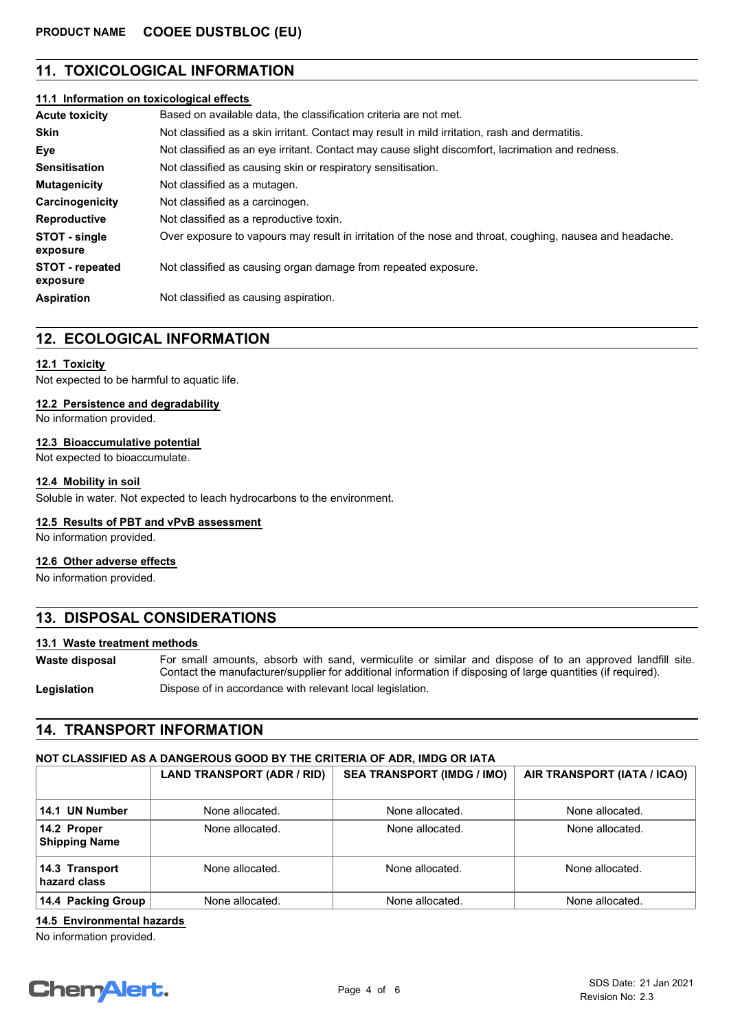## 11. TOXICOLOGICAL INFORMATION

### 11.1 Information on toxicological effects

| | |
|---|---|
| **Acute toxicity** | Based on available data, the classification criteria are not met. |
| **Skin** | Not classified as a skin irritant. Contact may result in mild irritation, rash and dermatitis. |
| **Eye** | Not classified as an eye irritant. Contact may cause slight discomfort, lacrimation and redness. |
| **Sensitisation** | Not classified as causing skin or respiratory sensitisation. |
| **Mutagenicity** | Not classified as a mutagen. |
| **Carcinogenicity** | Not classified as a carcinogen. |
| **Reproductive** | Not classified as a reproductive toxin. |
| **STOT - single exposure** | Over exposure to vapours may result in irritation of the nose and throat, coughing, nausea and headache. |
| **STOT - repeated exposure** | Not classified as causing organ damage from repeated exposure. |
| **Aspiration** | Not classified as causing aspiration. |

## 12. ECOLOGICAL INFORMATION

### 12.1 Toxicity

Not expected to be harmful to aquatic life.

### 12.2 Persistence and degradability

No information provided.

### 12.3 Bioaccumulative potential

Not expected to bioaccumulate.

### 12.4 Mobility in soil

Soluble in water. Not expected to leach hydrocarbons to the environment.

### 12.5 Results of PBT and vPvB assessment

No information provided.

### 12.6 Other adverse effects

No information provided.

## 13. DISPOSAL CONSIDERATIONS

### 13.1 Waste treatment methods

| | |
|---|---|
| **Waste disposal** | For small amounts, absorb with sand, vermiculite or similar and dispose of to an approved landfill site. Contact the manufacturer/supplier for additional information if disposing of large quantities (if required). |
| **Legislation** | Dispose of in accordance with relevant local legislation. |

## 14. TRANSPORT INFORMATION

**NOT CLASSIFIED AS A DANGEROUS GOOD BY THE CRITERIA OF ADR, IMDG OR IATA**

| | LAND TRANSPORT (ADR / RID) | SEA TRANSPORT (IMDG / IMO) | AIR TRANSPORT (IATA / ICAO) |
|---|---|---|---|
| **14.1 UN Number** | None allocated. | None allocated. | None allocated. |
| **14.2 Proper Shipping Name** | None allocated. | None allocated. | None allocated. |
| **14.3 Transport hazard class** | None allocated. | None allocated. | None allocated. |
| **14.4 Packing Group** | None allocated. | None allocated. | None allocated. |

### 14.5 Environmental hazards

No information provided.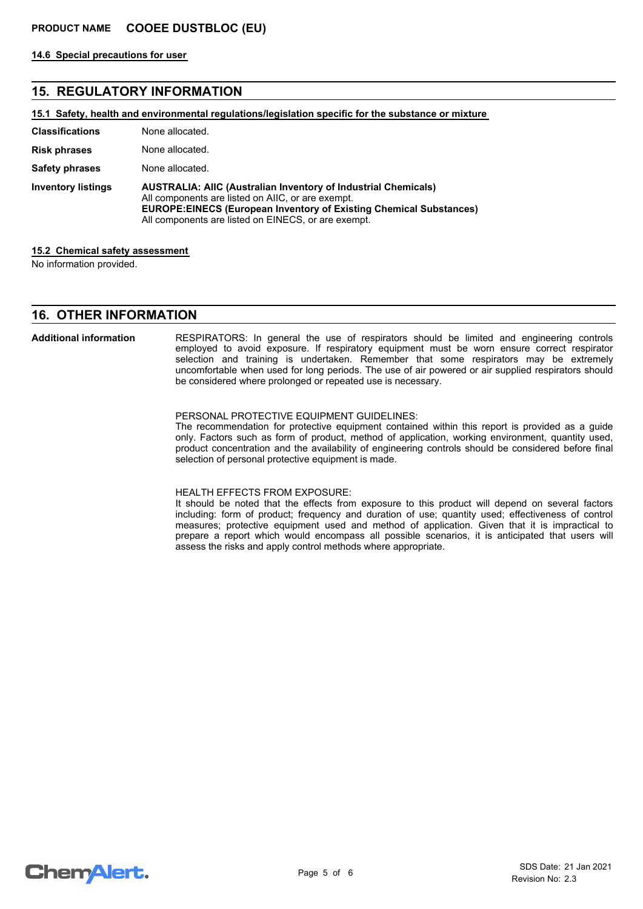**14.6 Special precautions for user**

## 15. REGULATORY INFORMATION

**15.1 Safety, health and environmental regulations/legislation specific for the substance or mixture**

**Classifications** None allocated.

**Risk phrases** None allocated.

**Safety phrases** None allocated.

**Inventory listings**
**AUSTRALIA: AIIC (Australian Inventory of Industrial Chemicals)**
All components are listed on AIIC, or are exempt.
**EUROPE:EINECS (European Inventory of Existing Chemical Substances)**
All components are listed on EINECS, or are exempt.

**15.2 Chemical safety assessment**

No information provided.

## 16. OTHER INFORMATION

**Additional information**

RESPIRATORS: In general the use of respirators should be limited and engineering controls employed to avoid exposure. If respiratory equipment must be worn ensure correct respirator selection and training is undertaken. Remember that some respirators may be extremely uncomfortable when used for long periods. The use of air powered or air supplied respirators should be considered where prolonged or repeated use is necessary.

PERSONAL PROTECTIVE EQUIPMENT GUIDELINES:
The recommendation for protective equipment contained within this report is provided as a guide only. Factors such as form of product, method of application, working environment, quantity used, product concentration and the availability of engineering controls should be considered before final selection of personal protective equipment is made.

HEALTH EFFECTS FROM EXPOSURE:
It should be noted that the effects from exposure to this product will depend on several factors including: form of product; frequency and duration of use; quantity used; effectiveness of control measures; protective equipment used and method of application. Given that it is impractical to prepare a report which would encompass all possible scenarios, it is anticipated that users will assess the risks and apply control methods where appropriate.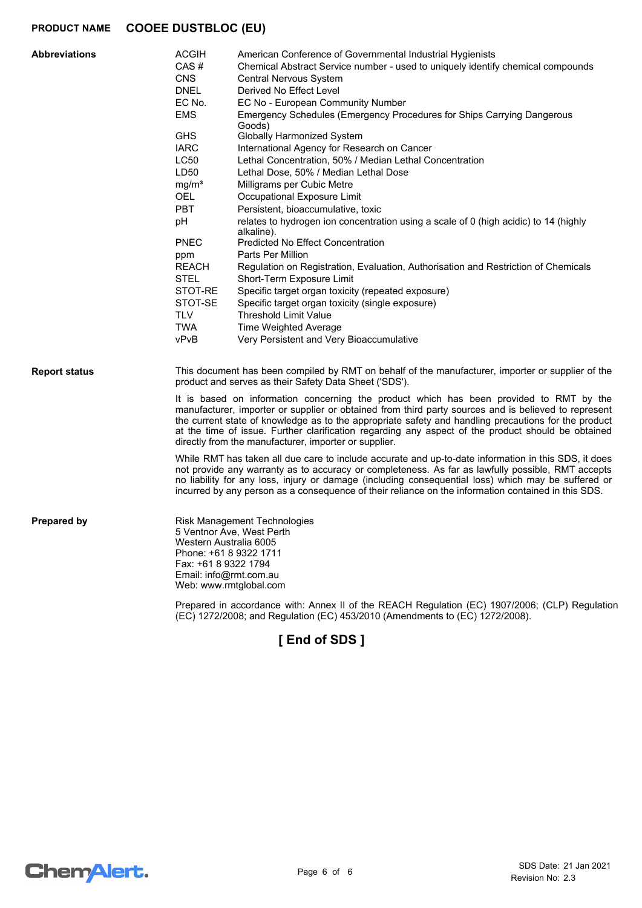**PRODUCT NAME** **COOEE DUSTBLOC (EU)**

**Abbreviations**

| | |
|---|---|
| ACGIH | American Conference of Governmental Industrial Hygienists |
| CAS # | Chemical Abstract Service number - used to uniquely identify chemical compounds |
| CNS | Central Nervous System |
| DNEL | Derived No Effect Level |
| EC No. | EC No - European Community Number |
| EMS | Emergency Schedules (Emergency Procedures for Ships Carrying Dangerous Goods) |
| GHS | Globally Harmonized System |
| IARC | International Agency for Research on Cancer |
| LC50 | Lethal Concentration, 50% / Median Lethal Concentration |
| LD50 | Lethal Dose, 50% / Median Lethal Dose |
| mg/m³ | Milligrams per Cubic Metre |
| OEL | Occupational Exposure Limit |
| PBT | Persistent, bioaccumulative, toxic |
| pH | relates to hydrogen ion concentration using a scale of 0 (high acidic) to 14 (highly alkaline). |
| PNEC | Predicted No Effect Concentration |
| ppm | Parts Per Million |
| REACH | Regulation on Registration, Evaluation, Authorisation and Restriction of Chemicals |
| STEL | Short-Term Exposure Limit |
| STOT-RE | Specific target organ toxicity (repeated exposure) |
| STOT-SE | Specific target organ toxicity (single exposure) |
| TLV | Threshold Limit Value |
| TWA | Time Weighted Average |
| vPvB | Very Persistent and Very Bioaccumulative |

**Report status**

This document has been compiled by RMT on behalf of the manufacturer, importer or supplier of the product and serves as their Safety Data Sheet ('SDS').

It is based on information concerning the product which has been provided to RMT by the manufacturer, importer or supplier or obtained from third party sources and is believed to represent the current state of knowledge as to the appropriate safety and handling precautions for the product at the time of issue. Further clarification regarding any aspect of the product should be obtained directly from the manufacturer, importer or supplier.

While RMT has taken all due care to include accurate and up-to-date information in this SDS, it does not provide any warranty as to accuracy or completeness. As far as lawfully possible, RMT accepts no liability for any loss, injury or damage (including consequential loss) which may be suffered or incurred by any person as a consequence of their reliance on the information contained in this SDS.

**Prepared by**

Risk Management Technologies
5 Ventnor Ave, West Perth
Western Australia 6005
Phone: +61 8 9322 1711
Fax: +61 8 9322 1794
Email: info@rmt.com.au
Web: www.rmtglobal.com

Prepared in accordance with: Annex II of the REACH Regulation (EC) 1907/2006; (CLP) Regulation (EC) 1272/2008; and Regulation (EC) 453/2010 (Amendments to (EC) 1272/2008).

**[ End of SDS ]**

SDS Date: 21 Jan 2021
Revision No: 2.3